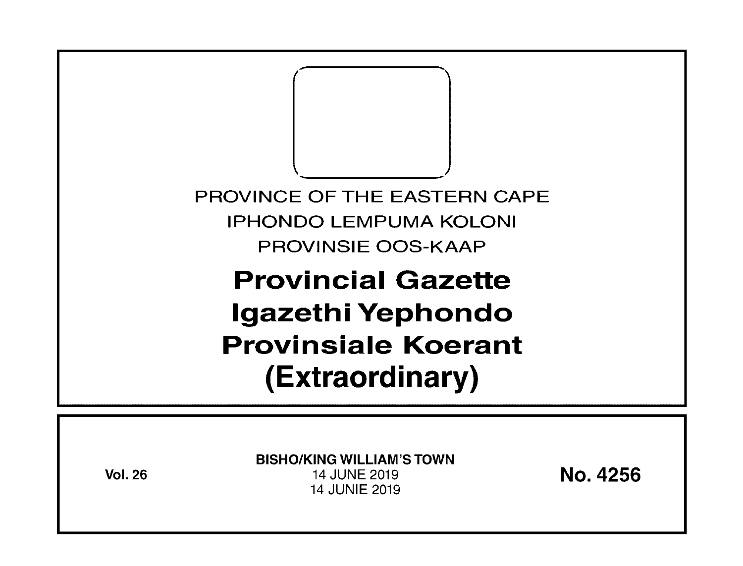PROVINCE OF THE EASTERN CAPE

IPHONDO LEMPUMA KOLONI

PROVINSIE OOS-KAAP

# Provincial Gazette
# Igazethi Yephondo
# Provinsiale Koerant
# (Extraordinary)

**Vol. 26**

**BISHO/KING WILLIAM'S TOWN**

14 JUNE 2019

14 JUNIE 2019

**No. 4256**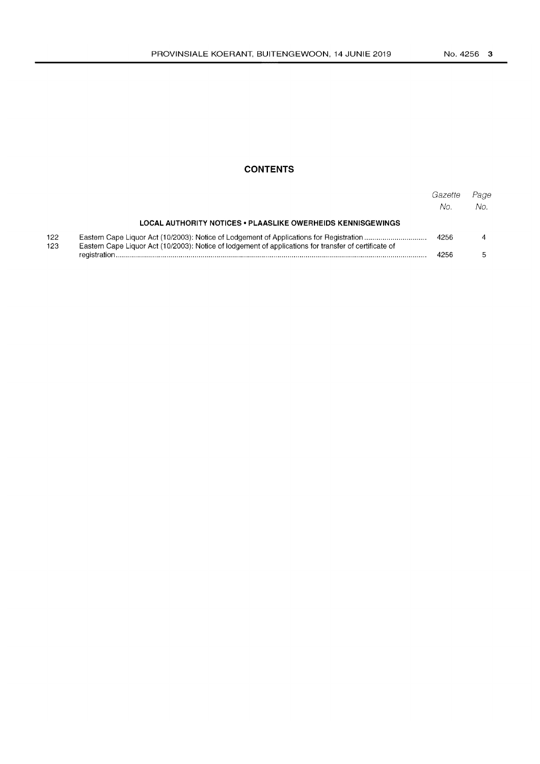## CONTENTS

| | | Gazette No. | Page No. |
|---|---|---|---|
| | **LOCAL AUTHORITY NOTICES • PLAASLIKE OWERHEIDS KENNISGEWINGS** | | |
| 122 | Eastern Cape Liquor Act (10/2003): Notice of Lodgement of Applications for Registration | 4256 | 4 |
| 123 | Eastern Cape Liquor Act (10/2003): Notice of lodgement of applications for transfer of certificate of registration | 4256 | 5 |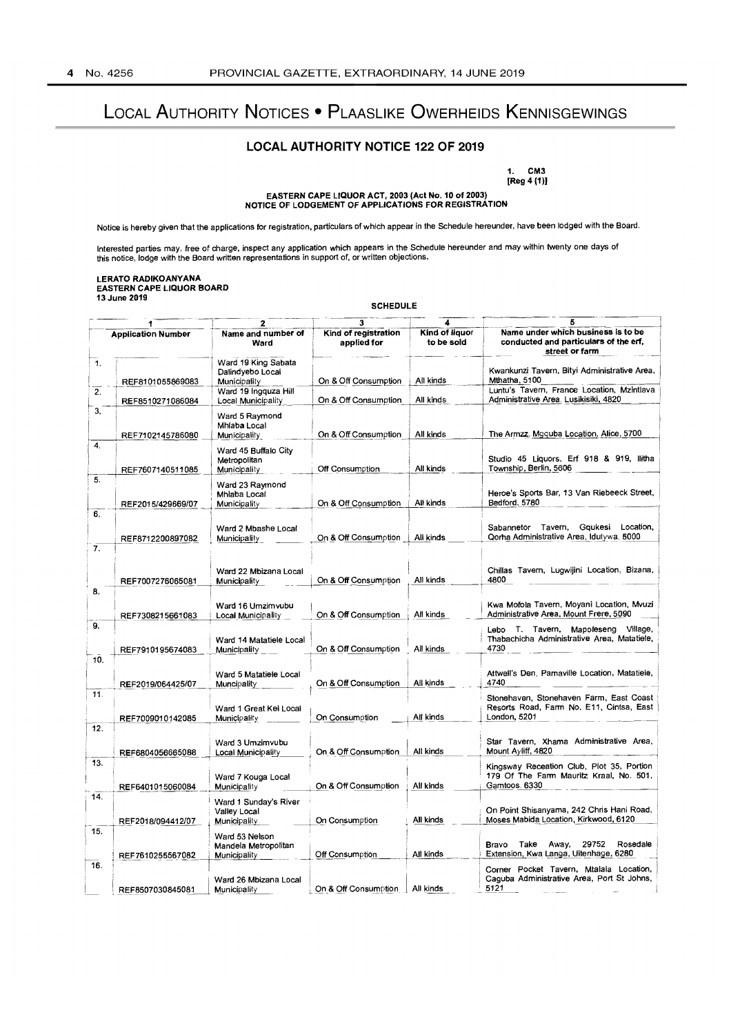# LOCAL AUTHORITY NOTICES • PLAASLIKE OWERHEIDS KENNISGEWINGS

## LOCAL AUTHORITY NOTICE 122 OF 2019

1. CM3
[Reg 4 (1)]

**EASTERN CAPE LIQUOR ACT, 2003 (Act No. 10 of 2003)**
**NOTICE OF LODGEMENT OF APPLICATIONS FOR REGISTRATION**

Notice is hereby given that the applications for registration, particulars of which appear in the Schedule hereunder, have been lodged with the Board.

Interested parties may, free of charge, inspect any application which appears in the Schedule hereunder and may within twenty one days of this notice, lodge with the Board written representations in support of, or written objections.

**LERATO RADIKOANYANA**
**EASTERN CAPE LIQUOR BOARD**
**13 June 2019**

**SCHEDULE**

| | 1 | 2 | 3 | 4 | 5 |
|---|---|---|---|---|---|
| | Application Number | Name and number of Ward | Kind of registration applied for | Kind of liquor to be sold | Name under which business is to be conducted and particulars of the erf, street or farm |
| 1. | REF8101055869083 | Ward 19 King Sabata Dalindyebo Local Municipality | On & Off Consumption | All kinds | Kwankunzi Tavern, Bityi Administrative Area, Mthatha, 5100 |
| 2. | REF8510271086084 | Ward 19 Ingquza Hill Local Municipality | On & Off Consumption | All kinds | Luntu's Tavern, France Location, Mzintlava Administrative Area, Lusikisiki, 4820 |
| 3. | REF7102145786080 | Ward 5 Raymond Mhlaba Local Municipality | On & Off Consumption | All kinds | The Armzz, Mgquba Location, Alice, 5700 |
| 4. | REF7607140511085 | Ward 45 Buffalo City Metropolitan Municipality | Off Consumption | All kinds | Studio 45 Liquors, Erf 918 & 919, Ilitha Township, Berlin, 5606 |
| 5. | REF2015/429669/07 | Ward 23 Raymond Mhlaba Local Municipality | On & Off Consumption | All kinds | Heroe's Sports Bar, 13 Van Riebeeck Street, Bedford, 5780 |
| 6. | REF8712200897082 | Ward 2 Mbashe Local Municipality | On & Off Consumption | All kinds | Sabannetor Tavern, Gqukesi Location, Qorha Administrative Area, Idutywa, 5000 |
| 7. | REF7007276065081 | Ward 22 Mbizana Local Municipality | On & Off Consumption | All kinds | Chillas Tavern, Lugwijini Location, Bizana, 4800 |
| 8. | REF7308215661083 | Ward 16 Umzimvubu Local Municipality | On & Off Consumption | All kinds | Kwa Mofola Tavern, Moyani Location, Mvuzi Administrative Area, Mount Frere, 5090 |
| 9. | REF7910195674083 | Ward 14 Matatiele Local Municipality | On & Off Consumption | All kinds | Lebo T. Tavern, Mapoleseng Village, Thabachicha Administrative Area, Matatiele, 4730 |
| 10. | REF2019/064425/07 | Ward 5 Matatiele Local Muncipality | On & Off Consumption | All kinds | Attwell's Den, Pamaville Location, Matatiele, 4740 |
| 11. | REF7009010142085 | Ward 1 Great Kei Local Municipality | On Consumption | All kinds | Stonehaven, Stonehaven Farm, East Coast Resorts Road, Farm No. E11, Cintsa, East London, 5201 |
| 12. | REF6804056665088 | Ward 3 Umzimvubu Local Municipality | On & Off Consumption | All kinds | Star Tavern, Xhama Administrative Area, Mount Ayliff, 4820 |
| 13. | REF6401015060084 | Ward 7 Kouga Local Municipality | On & Off Consumption | All kinds | Kingsway Receation Club, Plot 35, Portion 179 Of The Farm Mauritz Kraal, No. 501, Gamtoos, 6330 |
| 14. | REF2018/094412/07 | Ward 1 Sunday's River Valley Local Municipality | On Consumption | All kinds | On Point Shisanyama, 242 Chris Hani Road, Moses Mabida Location, Kirkwood, 6120 |
| 15. | REF7610255567082 | Ward 53 Nelson Mandela Metropolitan Municipality | Off Consumption | All kinds | Bravo Take Away, 29752 Rosedale Extension, Kwa Langa, Uitenhage, 6280 |
| 16. | REF8507030845081 | Ward 26 Mbizana Local Municipality | On & Off Consumption | All kinds | Corner Pocket Tavern, Mtalala Location, Caguba Administrative Area, Port St Johns, 5121 |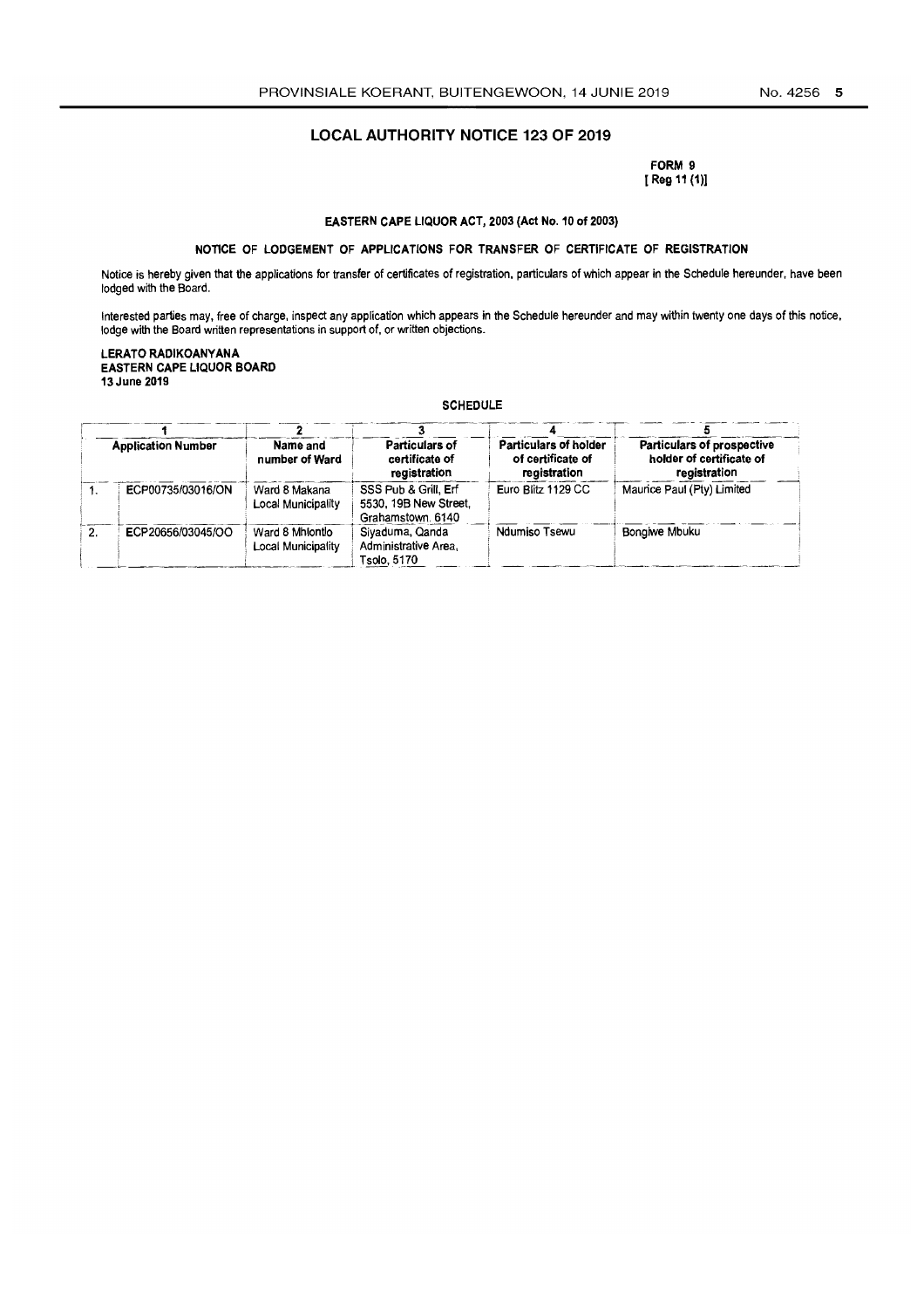## LOCAL AUTHORITY NOTICE 123 OF 2019

**FORM 9**
**[ Reg 11 (1)]**

**EASTERN CAPE LIQUOR ACT, 2003 (Act No. 10 of 2003)**

**NOTICE OF LODGEMENT OF APPLICATIONS FOR TRANSFER OF CERTIFICATE OF REGISTRATION**

Notice is hereby given that the applications for transfer of certificates of registration, particulars of which appear in the Schedule hereunder, have been lodged with the Board.

Interested parties may, free of charge, inspect any application which appears in the Schedule hereunder and may within twenty one days of this notice, lodge with the Board written representations in support of, or written objections.

**LERATO RADIKOANYANA**
**EASTERN CAPE LIQUOR BOARD**
**13 June 2019**

**SCHEDULE**

| 1 | | 2 | 3 | 4 | 5 |
|---|---|---|---|---|---|
| **Application Number** | | **Name and number of Ward** | **Particulars of certificate of registration** | **Particulars of holder of certificate of registration** | **Particulars of prospective holder of certificate of registration** |
| 1. | ECP00735/03016/ON | Ward 8 Makana Local Municipality | SSS Pub & Grill, Erf 5530, 19B New Street, Grahamstown. 6140 | Euro Blitz 1129 CC | Maurice Paul (Pty) Limited |
| 2. | ECP20656/03045/OO | Ward 8 Mhlontlo Local Municipality | Siyaduma, Qanda Administrative Area, Tsolo, 5170 | Ndumiso Tsewu | Bongiwe Mbuku |